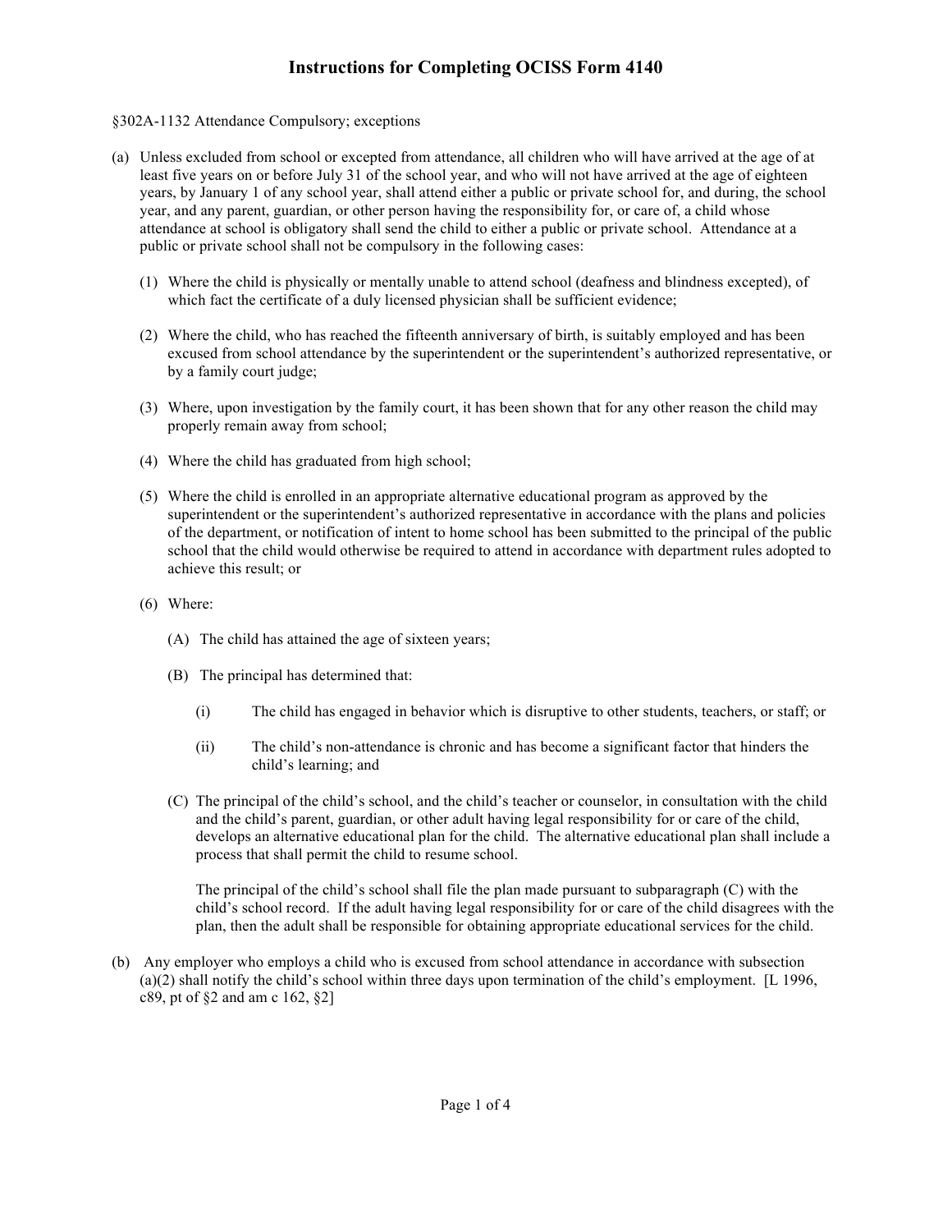# Instructions for Completing OCISS Form 4140

§302A-1132 Attendance Compulsory; exceptions

(a) Unless excluded from school or excepted from attendance, all children who will have arrived at the age of at least five years on or before July 31 of the school year, and who will not have arrived at the age of eighteen years, by January 1 of any school year, shall attend either a public or private school for, and during, the school year, and any parent, guardian, or other person having the responsibility for, or care of, a child whose attendance at school is obligatory shall send the child to either a public or private school. Attendance at a public or private school shall not be compulsory in the following cases:

  (1) Where the child is physically or mentally unable to attend school (deafness and blindness excepted), of which fact the certificate of a duly licensed physician shall be sufficient evidence;

  (2) Where the child, who has reached the fifteenth anniversary of birth, is suitably employed and has been excused from school attendance by the superintendent or the superintendent's authorized representative, or by a family court judge;

  (3) Where, upon investigation by the family court, it has been shown that for any other reason the child may properly remain away from school;

  (4) Where the child has graduated from high school;

  (5) Where the child is enrolled in an appropriate alternative educational program as approved by the superintendent or the superintendent's authorized representative in accordance with the plans and policies of the department, or notification of intent to home school has been submitted to the principal of the public school that the child would otherwise be required to attend in accordance with department rules adopted to achieve this result; or

  (6) Where:

    (A) The child has attained the age of sixteen years;

    (B) The principal has determined that:

      (i) The child has engaged in behavior which is disruptive to other students, teachers, or staff; or

      (ii) The child's non-attendance is chronic and has become a significant factor that hinders the child's learning; and

    (C) The principal of the child's school, and the child's teacher or counselor, in consultation with the child and the child's parent, guardian, or other adult having legal responsibility for or care of the child, develops an alternative educational plan for the child. The alternative educational plan shall include a process that shall permit the child to resume school.

    The principal of the child's school shall file the plan made pursuant to subparagraph (C) with the child's school record. If the adult having legal responsibility for or care of the child disagrees with the plan, then the adult shall be responsible for obtaining appropriate educational services for the child.

(b) Any employer who employs a child who is excused from school attendance in accordance with subsection (a)(2) shall notify the child's school within three days upon termination of the child's employment. [L 1996, c89, pt of §2 and am c 162, §2]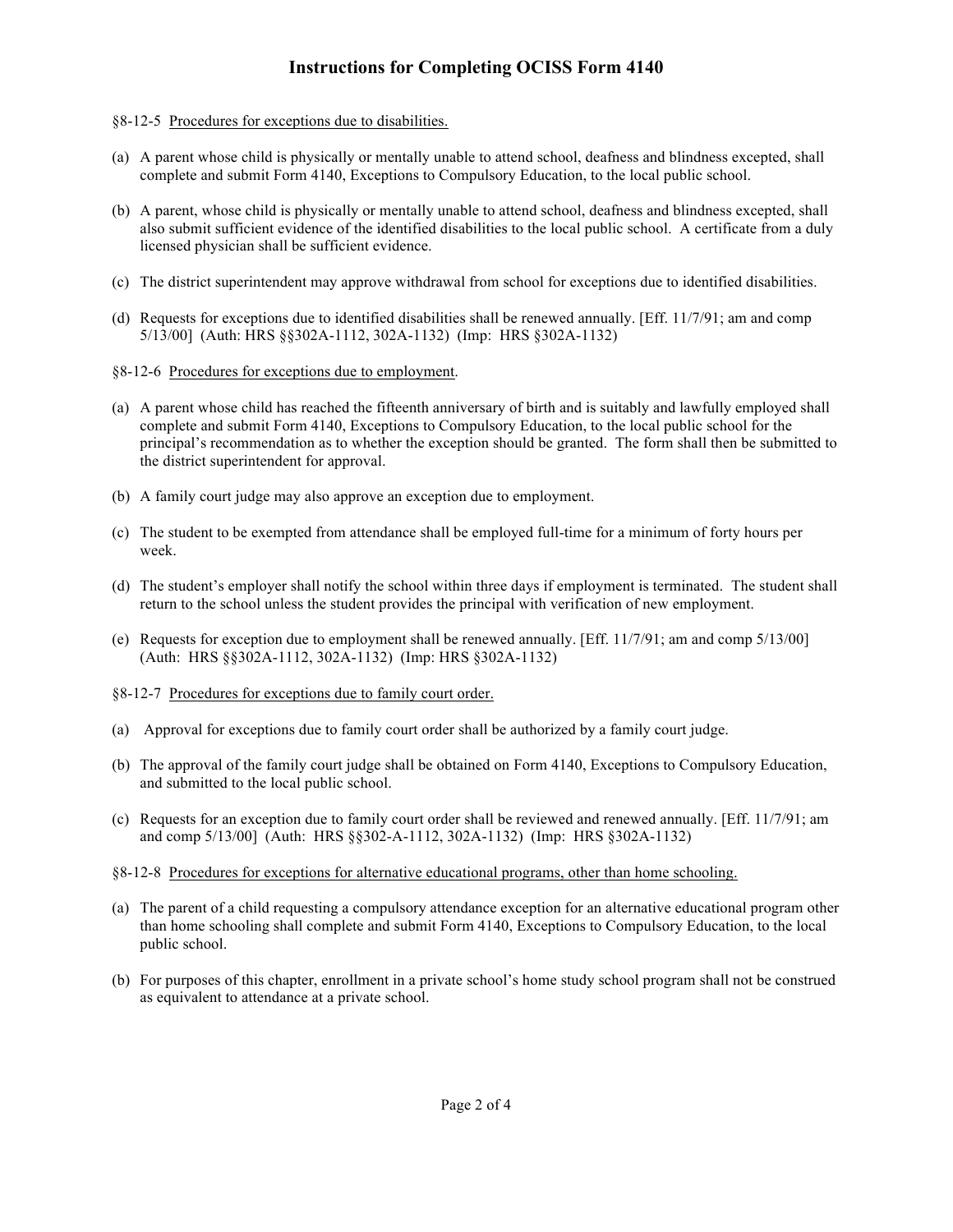# Instructions for Completing OCISS Form 4140

§8-12-5 Procedures for exceptions due to disabilities.

(a) A parent whose child is physically or mentally unable to attend school, deafness and blindness excepted, shall complete and submit Form 4140, Exceptions to Compulsory Education, to the local public school.

(b) A parent, whose child is physically or mentally unable to attend school, deafness and blindness excepted, shall also submit sufficient evidence of the identified disabilities to the local public school. A certificate from a duly licensed physician shall be sufficient evidence.

(c) The district superintendent may approve withdrawal from school for exceptions due to identified disabilities.

(d) Requests for exceptions due to identified disabilities shall be renewed annually. [Eff. 11/7/91; am and comp 5/13/00] (Auth: HRS §§302A-1112, 302A-1132) (Imp: HRS §302A-1132)

§8-12-6 Procedures for exceptions due to employment.

(a) A parent whose child has reached the fifteenth anniversary of birth and is suitably and lawfully employed shall complete and submit Form 4140, Exceptions to Compulsory Education, to the local public school for the principal's recommendation as to whether the exception should be granted. The form shall then be submitted to the district superintendent for approval.

(b) A family court judge may also approve an exception due to employment.

(c) The student to be exempted from attendance shall be employed full-time for a minimum of forty hours per week.

(d) The student's employer shall notify the school within three days if employment is terminated. The student shall return to the school unless the student provides the principal with verification of new employment.

(e) Requests for exception due to employment shall be renewed annually. [Eff. 11/7/91; am and comp 5/13/00] (Auth: HRS §§302A-1112, 302A-1132) (Imp: HRS §302A-1132)

§8-12-7 Procedures for exceptions due to family court order.

(a) Approval for exceptions due to family court order shall be authorized by a family court judge.

(b) The approval of the family court judge shall be obtained on Form 4140, Exceptions to Compulsory Education, and submitted to the local public school.

(c) Requests for an exception due to family court order shall be reviewed and renewed annually. [Eff. 11/7/91; am and comp 5/13/00] (Auth: HRS §§302-A-1112, 302A-1132) (Imp: HRS §302A-1132)

§8-12-8 Procedures for exceptions for alternative educational programs, other than home schooling.

(a) The parent of a child requesting a compulsory attendance exception for an alternative educational program other than home schooling shall complete and submit Form 4140, Exceptions to Compulsory Education, to the local public school.

(b) For purposes of this chapter, enrollment in a private school's home study school program shall not be construed as equivalent to attendance at a private school.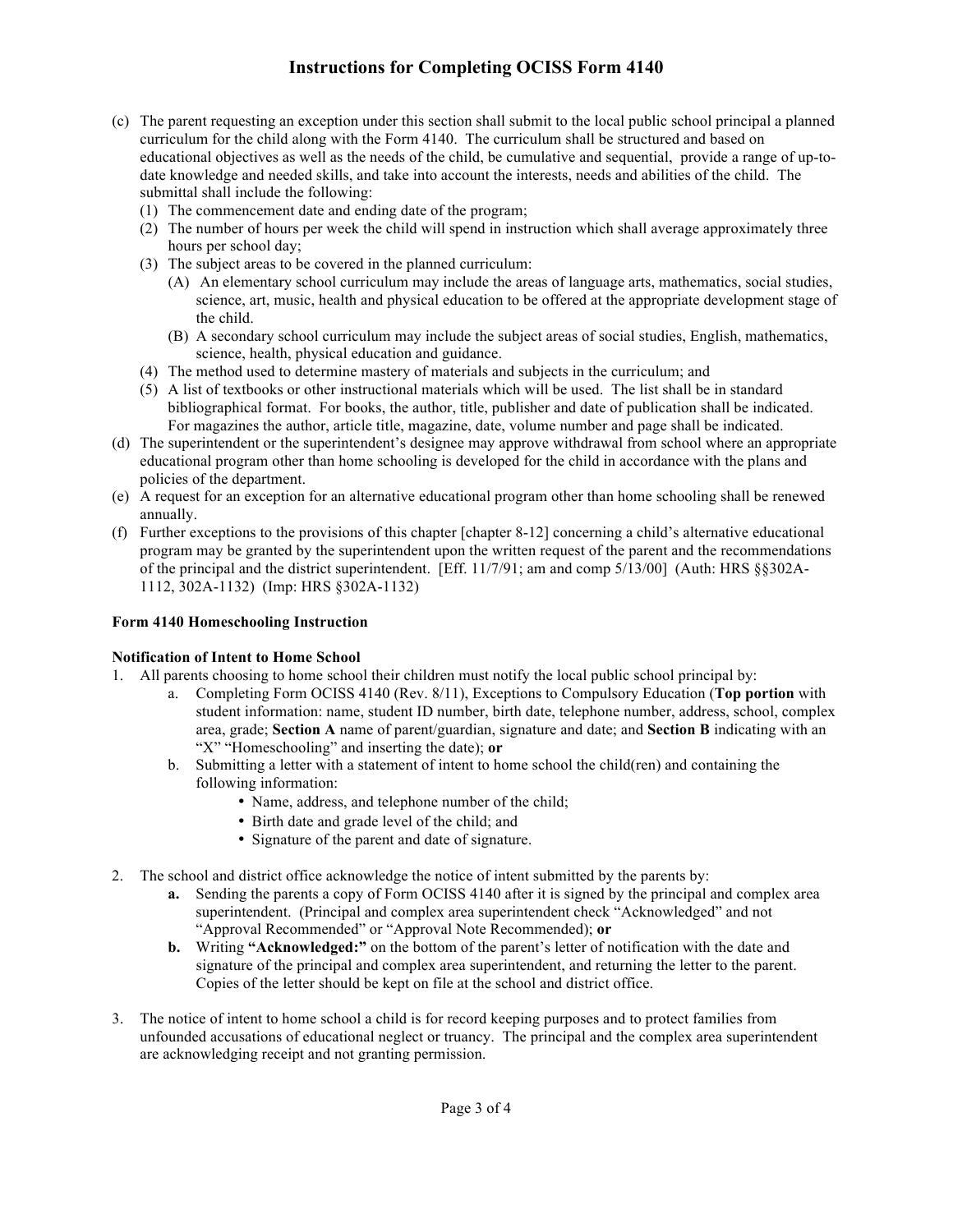(c) The parent requesting an exception under this section shall submit to the local public school principal a planned curriculum for the child along with the Form 4140. The curriculum shall be structured and based on educational objectives as well as the needs of the child, be cumulative and sequential, provide a range of up-to-date knowledge and needed skills, and take into account the interests, needs and abilities of the child. The submittal shall include the following:
   (1) The commencement date and ending date of the program;
   (2) The number of hours per week the child will spend in instruction which shall average approximately three hours per school day;
   (3) The subject areas to be covered in the planned curriculum:
      (A) An elementary school curriculum may include the areas of language arts, mathematics, social studies, science, art, music, health and physical education to be offered at the appropriate development stage of the child.
      (B) A secondary school curriculum may include the subject areas of social studies, English, mathematics, science, health, physical education and guidance.
   (4) The method used to determine mastery of materials and subjects in the curriculum; and
   (5) A list of textbooks or other instructional materials which will be used. The list shall be in standard bibliographical format. For books, the author, title, publisher and date of publication shall be indicated. For magazines the author, article title, magazine, date, volume number and page shall be indicated.

(d) The superintendent or the superintendent's designee may approve withdrawal from school where an appropriate educational program other than home schooling is developed for the child in accordance with the plans and policies of the department.

(e) A request for an exception for an alternative educational program other than home schooling shall be renewed annually.

(f) Further exceptions to the provisions of this chapter [chapter 8-12] concerning a child's alternative educational program may be granted by the superintendent upon the written request of the parent and the recommendations of the principal and the district superintendent. [Eff. 11/7/91; am and comp 5/13/00] (Auth: HRS §§302A-1112, 302A-1132) (Imp: HRS §302A-1132)

**Form 4140 Homeschooling Instruction**

**Notification of Intent to Home School**

1. All parents choosing to home school their children must notify the local public school principal by:
   a. Completing Form OCISS 4140 (Rev. 8/11), Exceptions to Compulsory Education (**Top portion** with student information: name, student ID number, birth date, telephone number, address, school, complex area, grade; **Section A** name of parent/guardian, signature and date; and **Section B** indicating with an "X" "Homeschooling" and inserting the date); **or**
   b. Submitting a letter with a statement of intent to home school the child(ren) and containing the following information:
      - Name, address, and telephone number of the child;
      - Birth date and grade level of the child; and
      - Signature of the parent and date of signature.

2. The school and district office acknowledge the notice of intent submitted by the parents by:
   **a.** Sending the parents a copy of Form OCISS 4140 after it is signed by the principal and complex area superintendent. (Principal and complex area superintendent check "Acknowledged" and not "Approval Recommended" or "Approval Note Recommended); **or**
   **b.** Writing **"Acknowledged:"** on the bottom of the parent's letter of notification with the date and signature of the principal and complex area superintendent, and returning the letter to the parent. Copies of the letter should be kept on file at the school and district office.

3. The notice of intent to home school a child is for record keeping purposes and to protect families from unfounded accusations of educational neglect or truancy. The principal and the complex area superintendent are acknowledging receipt and not granting permission.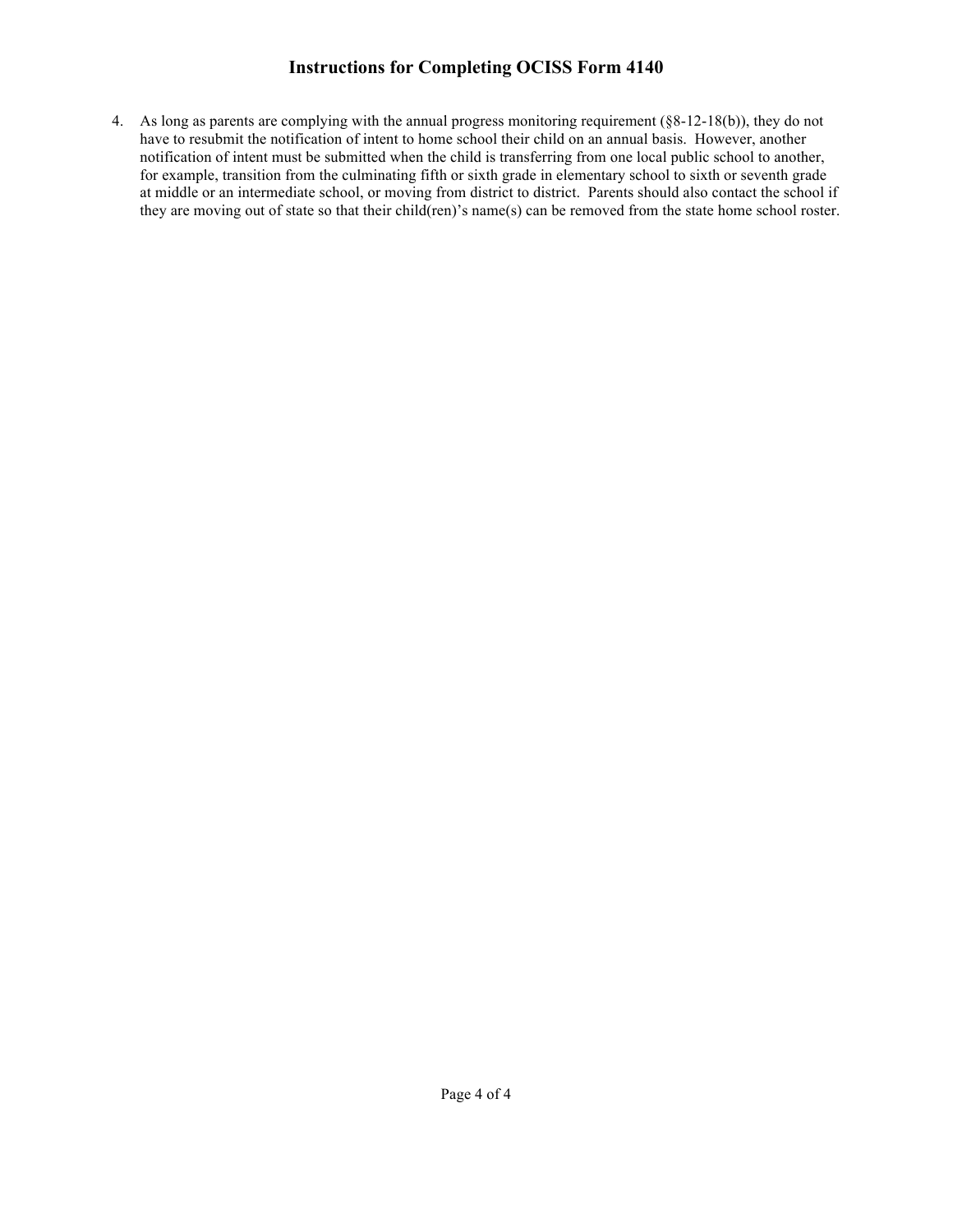# Instructions for Completing OCISS Form 4140

4. As long as parents are complying with the annual progress monitoring requirement (§8-12-18(b)), they do not have to resubmit the notification of intent to home school their child on an annual basis. However, another notification of intent must be submitted when the child is transferring from one local public school to another, for example, transition from the culminating fifth or sixth grade in elementary school to sixth or seventh grade at middle or an intermediate school, or moving from district to district. Parents should also contact the school if they are moving out of state so that their child(ren)'s name(s) can be removed from the state home school roster.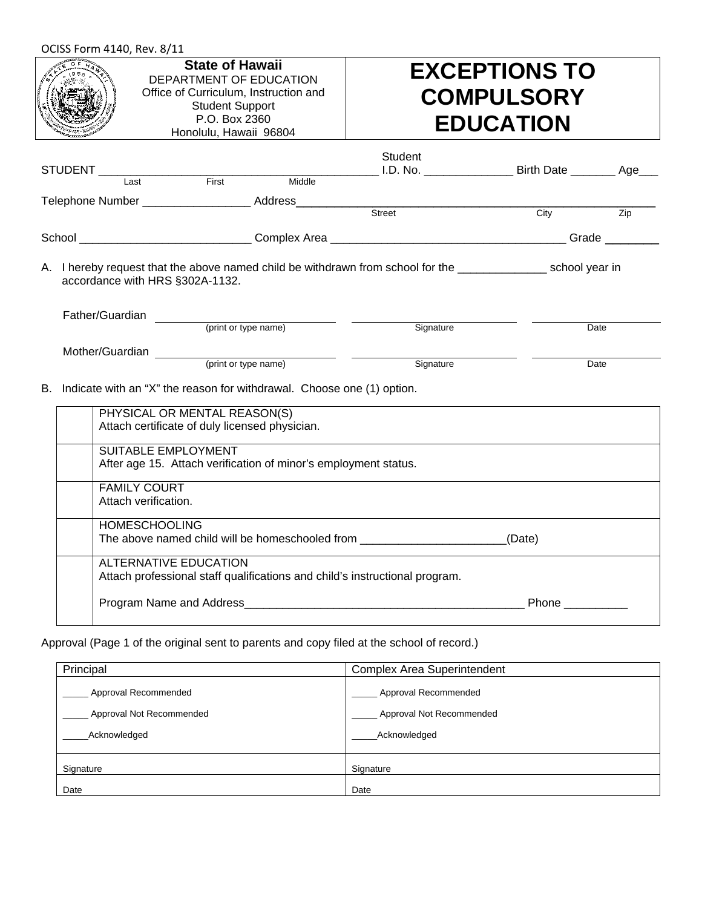OCISS Form 4140, Rev. 8/11

**State of Hawaii**
DEPARTMENT OF EDUCATION
Office of Curriculum, Instruction and Student Support
P.O. Box 2360
Honolulu, Hawaii 96804

# EXCEPTIONS TO COMPULSORY EDUCATION

STUDENT ___________________________________________ Student I.D. No. ______________ Birth Date _______ Age___
Last First Middle

Telephone Number _________________ Address_______________________________________________________
Street City Zip

School ___________________________ Complex Area _____________________________________ Grade ________

A. I hereby request that the above named child be withdrawn from school for the ______________ school year in accordance with HRS §302A-1132.

Father/Guardian ____________________ ____________________ ____________________
(print or type name) Signature Date

Mother/Guardian ____________________ ____________________ ____________________
(print or type name) Signature Date

B. Indicate with an "X" the reason for withdrawal. Choose one (1) option.

| | |
|---|---|
| | PHYSICAL OR MENTAL REASON(S)<br>Attach certificate of duly licensed physician. |
| | SUITABLE EMPLOYMENT<br>After age 15. Attach verification of minor's employment status. |
| | FAMILY COURT<br>Attach verification. |
| | HOMESCHOOLING<br>The above named child will be homeschooled from ______________________(Date) |
| | ALTERNATIVE EDUCATION<br>Attach professional staff qualifications and child's instructional program.<br><br>Program Name and Address_____________________________________________ Phone __________ |

Approval (Page 1 of the original sent to parents and copy filed at the school of record.)

| Principal | Complex Area Superintendent |
|---|---|
| _____ Approval Recommended<br>_____ Approval Not Recommended<br>_____Acknowledged | _____ Approval Recommended<br>_____ Approval Not Recommended<br>_____Acknowledged |
| Signature | Signature |
| Date | Date |